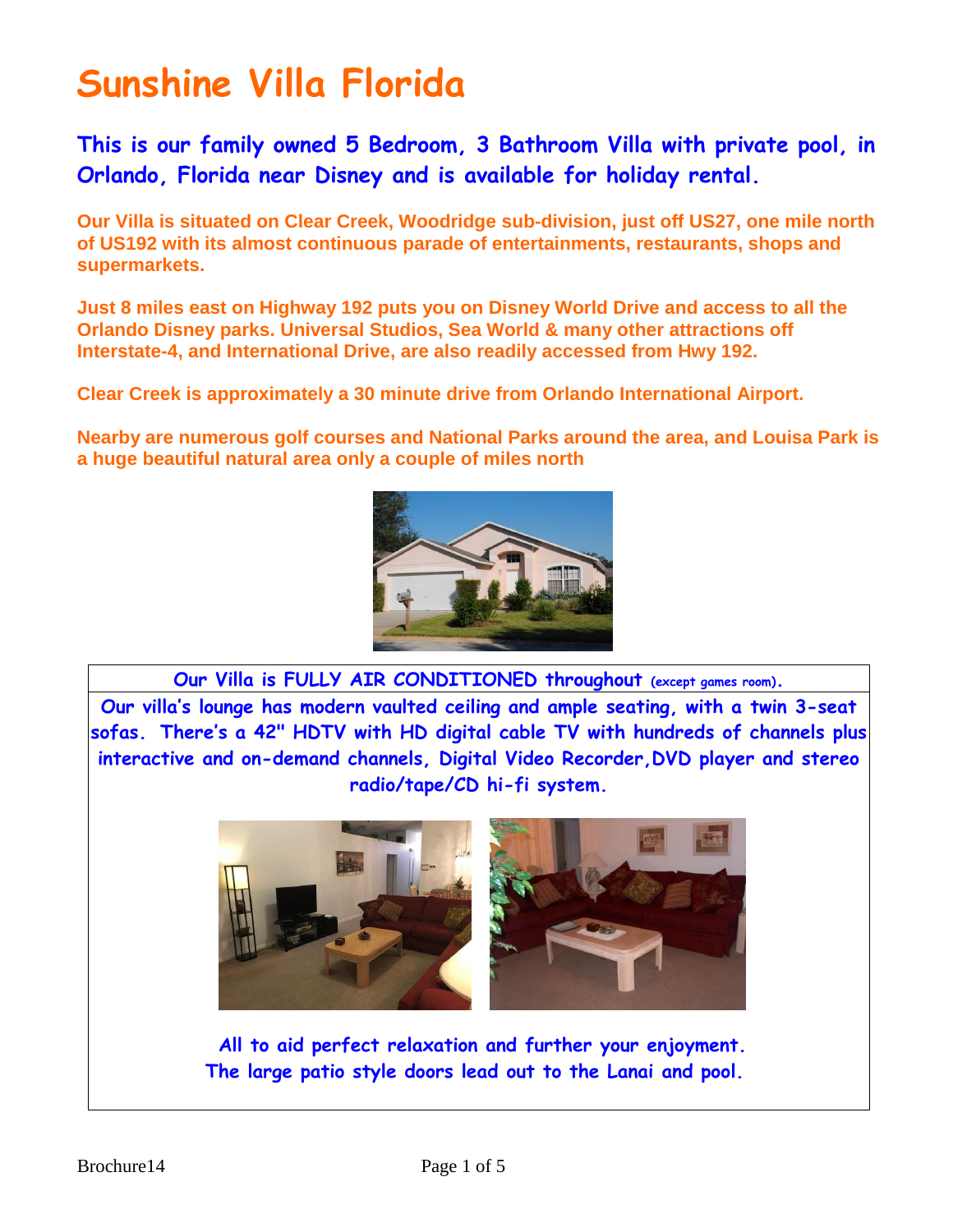# Sunshine Villa Florida

## This is our family owned 5 Bedroom, 3 Bathroom Villa with private pool, in Orlando, Florida near Disney and is available for holiday rental.

**Our Villa is situated on Clear Creek, Woodridge sub-division, just off US27, one mile north of US192 with its almost continuous parade of entertainments, restaurants, shops and supermarkets.**

**Just 8 miles east on Highway 192 puts you on Disney World Drive and access to all the Orlando Disney parks. Universal Studios, Sea World & many other attractions off Interstate-4, and International Drive, are also readily accessed from Hwy 192.**

**Clear Creek is approximately a 30 minute drive from Orlando International Airport.**

**Nearby are numerous golf courses and National Parks around the area, and Louisa Park is a huge beautiful natural area only a couple of miles north**

**Our Villa is FULLY AIR CONDITIONED throughout (except games room).**

**Our villa's lounge has modern vaulted ceiling and ample seating, with a twin 3-seat sofas. There's a 42" HDTV with HD digital cable TV with hundreds of channels plus interactive and on-demand channels, Digital Video Recorder,DVD player and stereo radio/tape/CD hi-fi system.**

**All to aid perfect relaxation and further your enjoyment.**
**The large patio style doors lead out to the Lanai and pool.**

Brochure14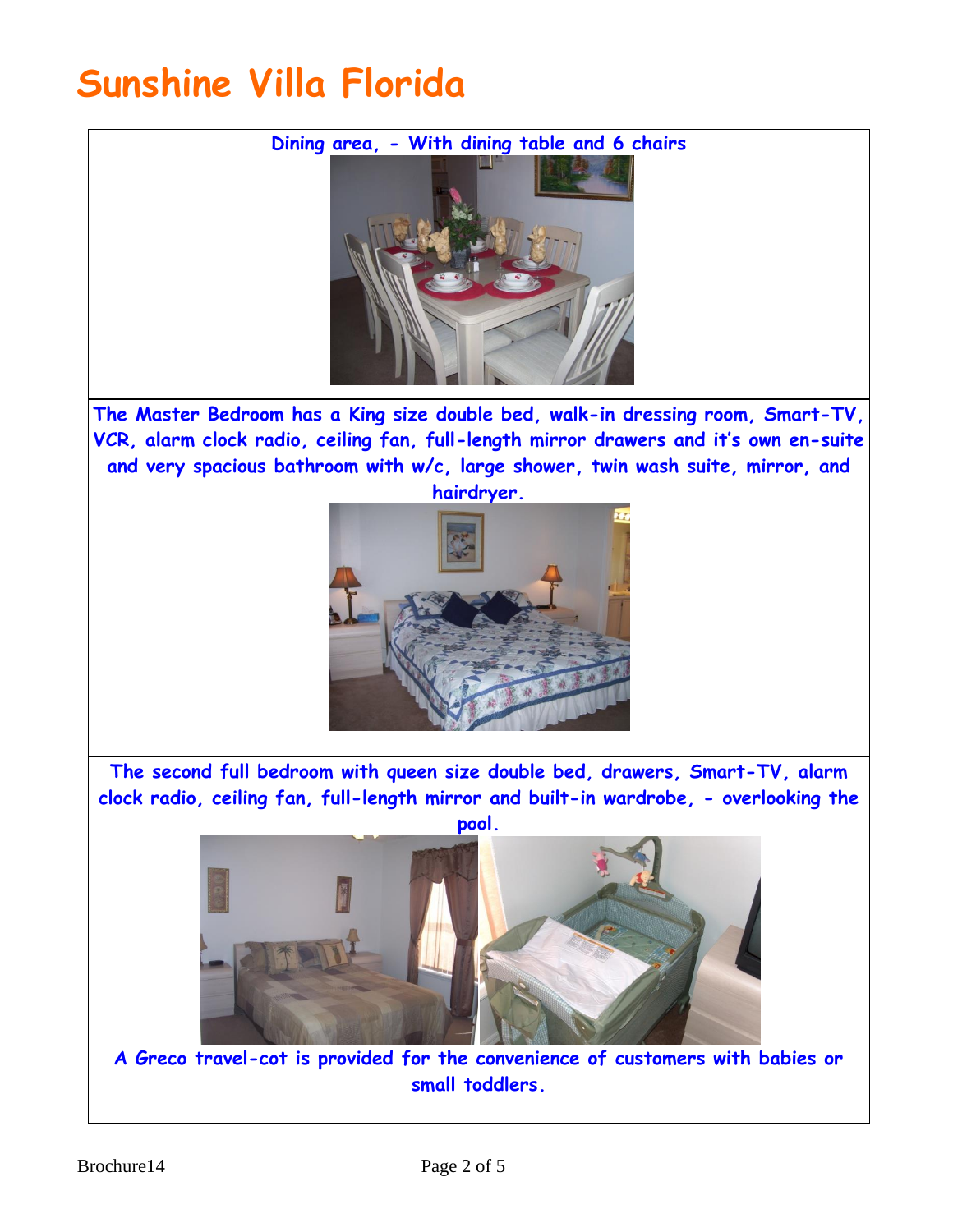# Sunshine Villa Florida

**Dining area, - With dining table and 6 chairs**

**The Master Bedroom has a King size double bed, walk-in dressing room, Smart-TV, VCR, alarm clock radio, ceiling fan, full-length mirror drawers and it's own en-suite and very spacious bathroom with w/c, large shower, twin wash suite, mirror, and hairdryer.**

**The second full bedroom with queen size double bed, drawers, Smart-TV, alarm clock radio, ceiling fan, full-length mirror and built-in wardrobe, - overlooking the pool.**

**A Greco travel-cot is provided for the convenience of customers with babies or small toddlers.**

Brochure14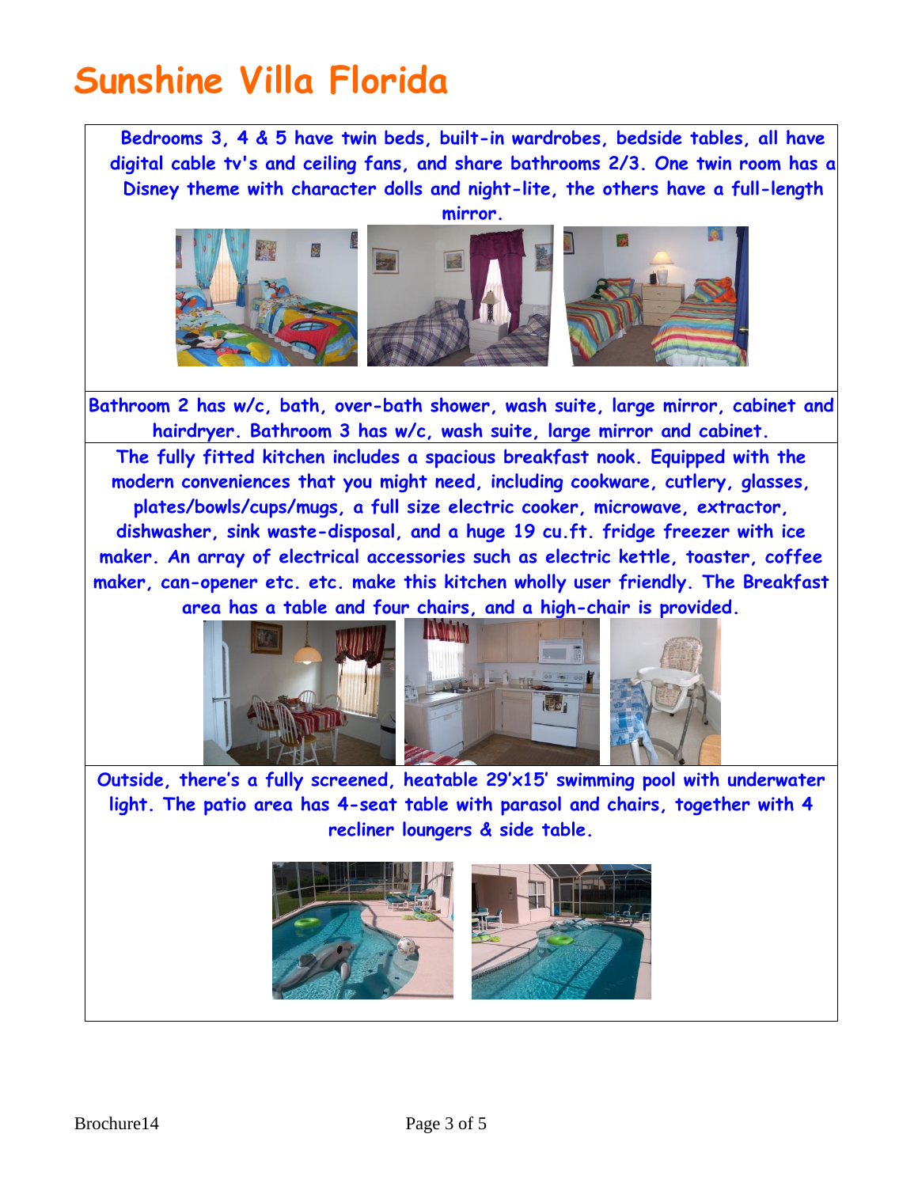# Sunshine Villa Florida

**Bedrooms 3, 4 & 5 have twin beds, built-in wardrobes, bedside tables, all have digital cable tv's and ceiling fans, and share bathrooms 2/3. One twin room has a Disney theme with character dolls and night-lite, the others have a full-length mirror.**

**Bathroom 2 has w/c, bath, over-bath shower, wash suite, large mirror, cabinet and hairdryer. Bathroom 3 has w/c, wash suite, large mirror and cabinet.**

**The fully fitted kitchen includes a spacious breakfast nook. Equipped with the modern conveniences that you might need, including cookware, cutlery, glasses, plates/bowls/cups/mugs, a full size electric cooker, microwave, extractor, dishwasher, sink waste-disposal, and a huge 19 cu.ft. fridge freezer with ice maker. An array of electrical accessories such as electric kettle, toaster, coffee maker, can-opener etc. etc. make this kitchen wholly user friendly. The Breakfast area has a table and four chairs, and a high-chair is provided.**

**Outside, there's a fully screened, heatable 29'x15' swimming pool with underwater light. The patio area has 4-seat table with parasol and chairs, together with 4 recliner loungers & side table.**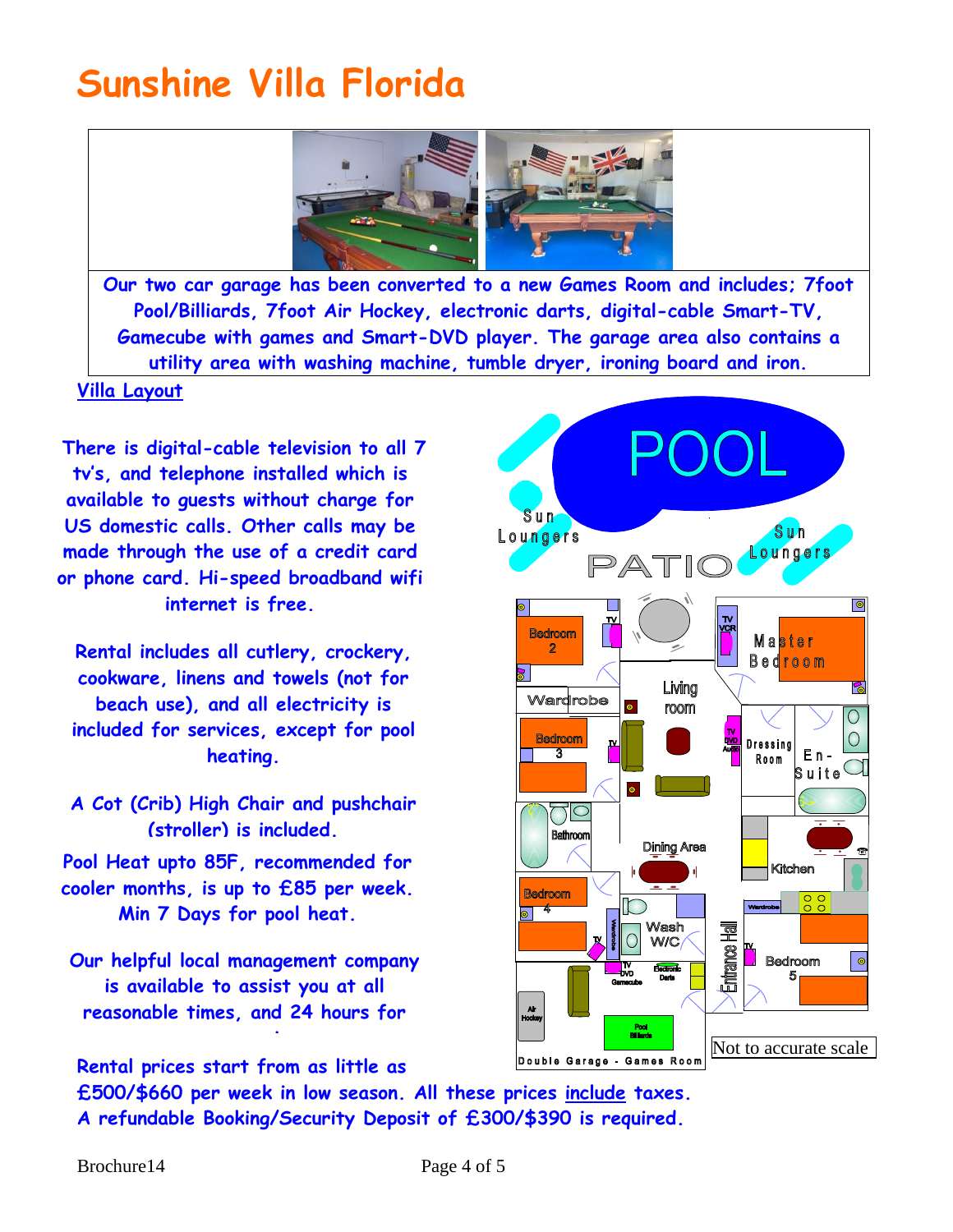# Sunshine Villa Florida

Our two car garage has been converted to a new Games Room and includes; 7foot Pool/Billiards, 7foot Air Hockey, electronic darts, digital-cable Smart-TV, Gamecube with games and Smart-DVD player. The garage area also contains a utility area with washing machine, tumble dryer, ironing board and iron.

Villa Layout

There is digital-cable television to all 7 tv's, and telephone installed which is available to guests without charge for US domestic calls. Other calls may be made through the use of a credit card or phone card. Hi-speed broadband wifi internet is free.

Rental includes all cutlery, crockery, cookware, linens and towels (not for beach use), and all electricity is included for services, except for pool heating.

A Cot (Crib) High Chair and pushchair (stroller) is included.

Pool Heat upto 85F, recommended for cooler months, is up to £85 per week. Min 7 Days for pool heat.

Our helpful local management company is available to assist you at all reasonable times, and 24 hours for

Rental prices start from as little as £500/$660 per week in low season. All these prices include taxes. A refundable Booking/Security Deposit of £300/$390 is required.

POOL

Sun Loungers

PATIO

Sun Loungers

Bedroom 2

Master Bedroom

Living room

Wardrobe

Bedroom 3

Dressing Room

En-Suite

Bathroom

Dining Area

Kitchen

Bedroom 4

Wash W/C

Wardrobe

Entrance Hall

Bedroom 5

Air Hockey

Pool Billiards

Electronic Darts

Double Garage - Games Room

Not to accurate scale

Brochure14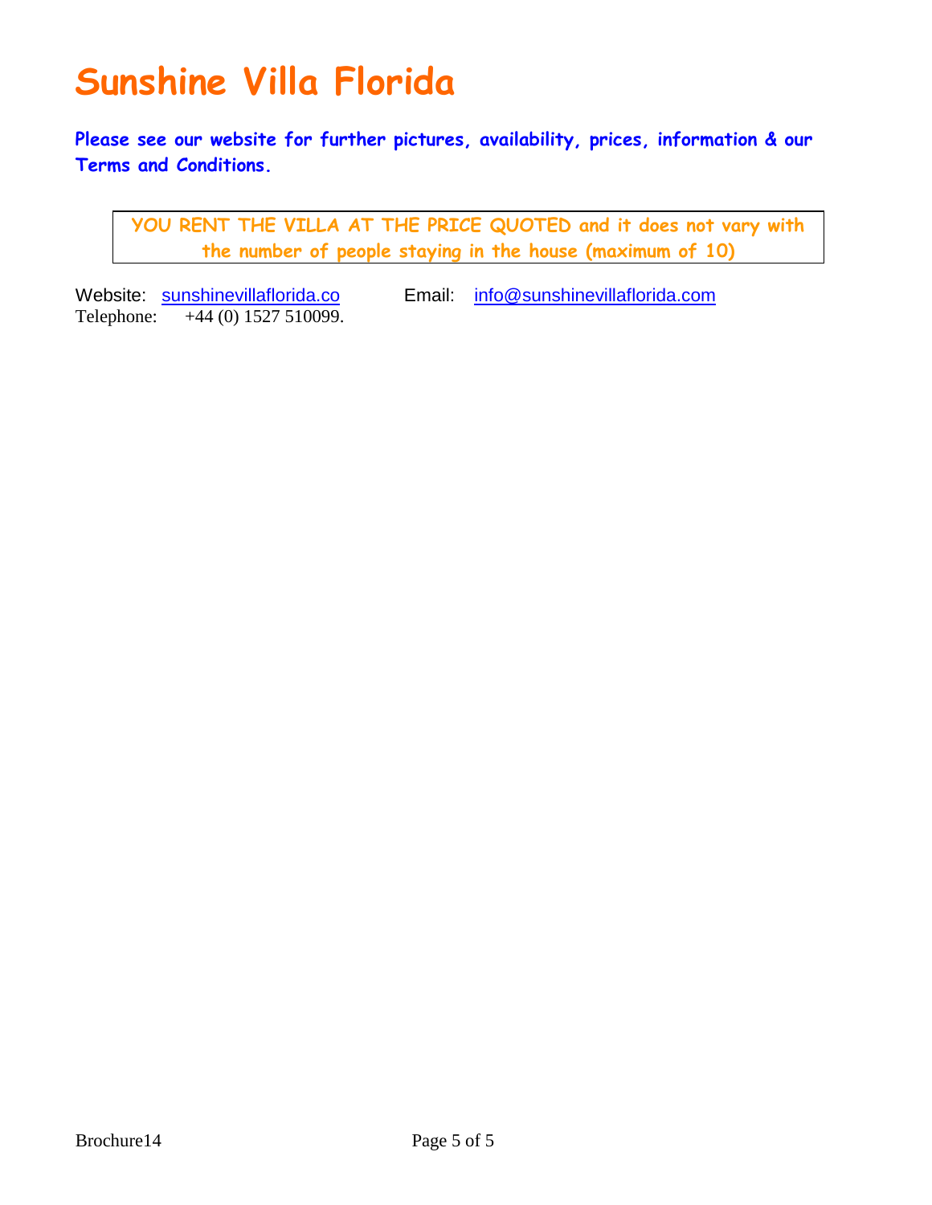# Sunshine Villa Florida

**Please see our website for further pictures, availability, prices, information & our Terms and Conditions.**

**YOU RENT THE VILLA AT THE PRICE QUOTED and it does not vary with the number of people staying in the house (maximum of 10)**

Website: sunshinevillaflorida.co Email: info@sunshinevillaflorida.com
Telephone: +44 (0) 1527 510099.